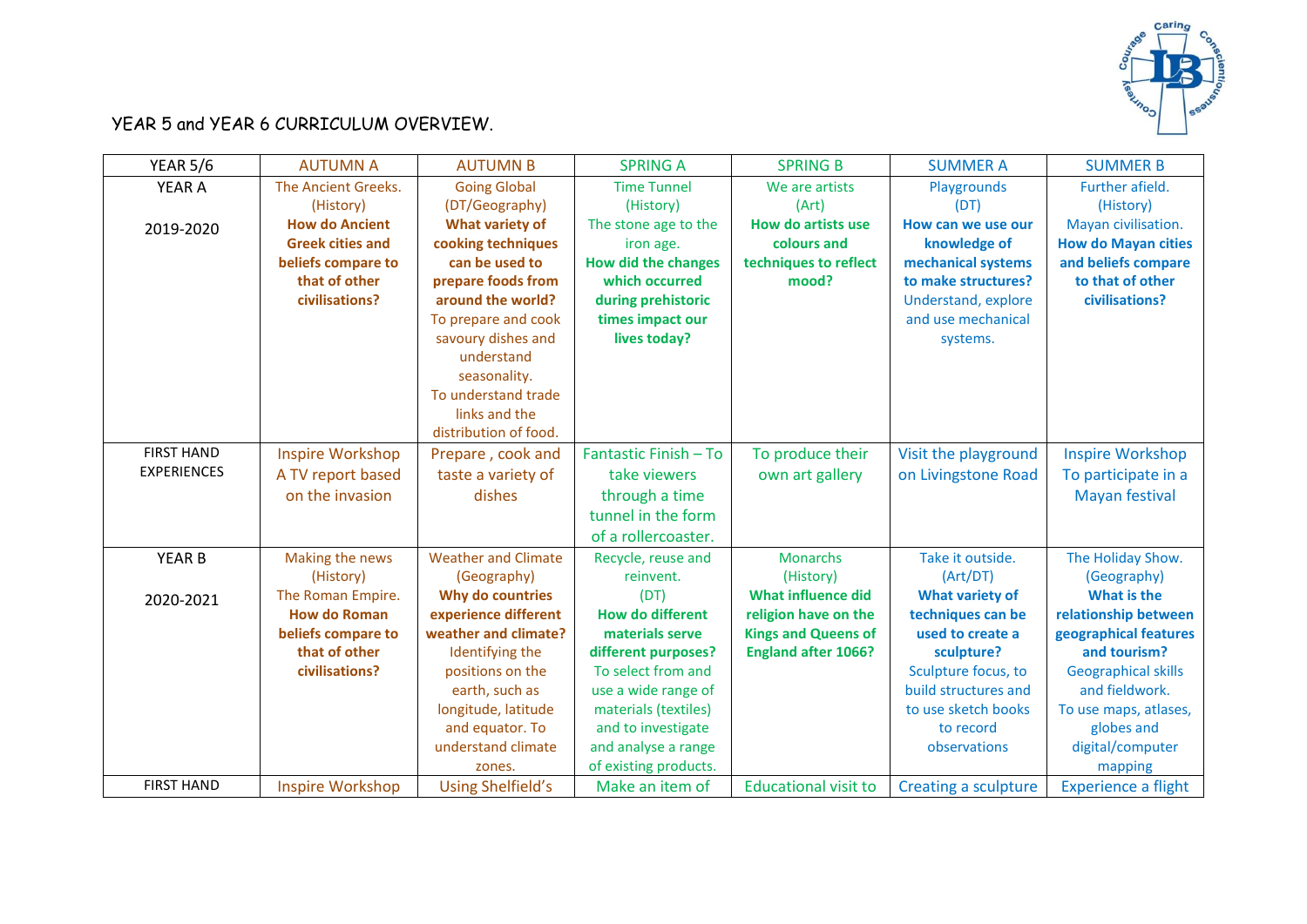YEAR 5 and YEAR 6 CURRICULUM OVERVIEW.

| YEAR 5/6 | AUTUMN A | AUTUMN B | SPRING A | SPRING B | SUMMER A | SUMMER B |
|---|---|---|---|---|---|---|
| YEAR A<br><br>2019-2020 | The Ancient Greeks. (History)<br>**How do Ancient Greek cities and beliefs compare to that of other civilisations?** | Going Global (DT/Geography)<br>**What variety of cooking techniques can be used to prepare foods from around the world?**<br>To prepare and cook savoury dishes and understand seasonality.<br>To understand trade links and the distribution of food. | Time Tunnel (History)<br>The stone age to the iron age.<br>**How did the changes which occurred during prehistoric times impact our lives today?** | We are artists (Art)<br>**How do artists use colours and techniques to reflect mood?** | Playgrounds (DT)<br>**How can we use our knowledge of mechanical systems to make structures?**<br>Understand, explore and use mechanical systems. | Further afield. (History)<br>Mayan civilisation.<br>**How do Mayan cities and beliefs compare to that of other civilisations?** |
| FIRST HAND EXPERIENCES | Inspire Workshop<br>A TV report based on the invasion | Prepare , cook and taste a variety of dishes | Fantastic Finish – To take viewers through a time tunnel in the form of a rollercoaster. | To produce their own art gallery | Visit the playground on Livingstone Road | Inspire Workshop<br>To participate in a Mayan festival |
| YEAR B<br><br>2020-2021 | Making the news (History)<br>The Roman Empire.<br>**How do Roman beliefs compare to that of other civilisations?** | Weather and Climate (Geography)<br>**Why do countries experience different weather and climate?**<br>Identifying the positions on the earth, such as longitude, latitude and equator. To understand climate zones. | Recycle, reuse and reinvent. (DT)<br>**How do different materials serve different purposes?**<br>To select from and use a wide range of materials (textiles) and to investigate and analyse a range of existing products. | Monarchs (History)<br>**What influence did religion have on the Kings and Queens of England after 1066?** | Take it outside. (Art/DT)<br>**What variety of techniques can be used to create a sculpture?**<br>Sculpture focus, to build structures and to use sketch books to record observations | The Holiday Show. (Geography)<br>**What is the relationship between geographical features and tourism?**<br>Geographical skills and fieldwork.<br>To use maps, atlases, globes and digital/computer mapping |
| FIRST HAND | Inspire Workshop | Using Shelfield's | Make an item of | Educational visit to | Creating a sculpture | Experience a flight |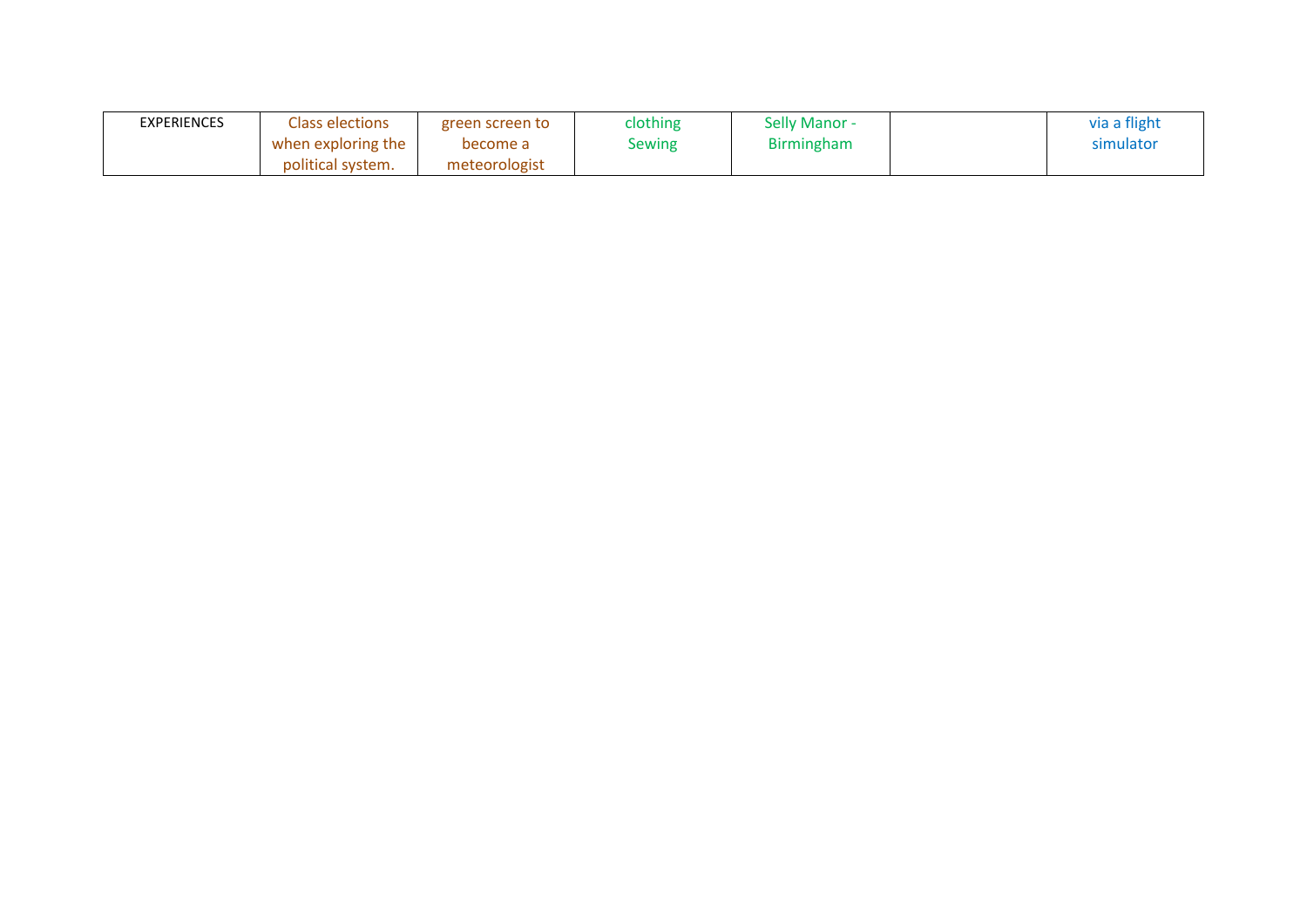| | | | | | | |
|---|---|---|---|---|---|---|
| EXPERIENCES | Class elections when exploring the political system. | green screen to become a meteorologist | clothing Sewing | Selly Manor - Birmingham | | via a flight simulator |